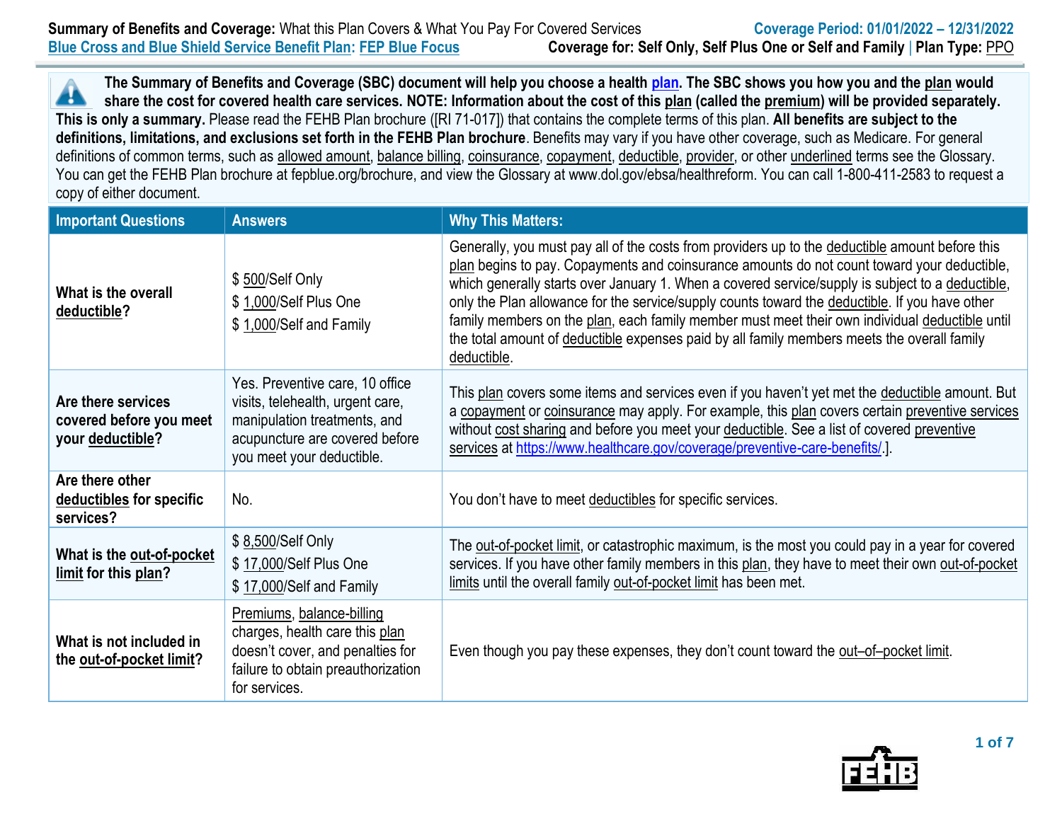**Summary of Benefits and Coverage:** What this Plan Covers & What You Pay For Covered Services
**Coverage Period: 01/01/2022 – 12/31/2022**

**Blue Cross and Blue Shield Service Benefit Plan: FEP Blue Focus**
**Coverage for: Self Only, Self Plus One or Self and Family | Plan Type: PPO**

**The Summary of Benefits and Coverage (SBC) document will help you choose a health plan. The SBC shows you how you and the plan would share the cost for covered health care services. NOTE: Information about the cost of this plan (called the premium) will be provided separately. This is only a summary.** Please read the FEHB Plan brochure ([RI 71-017]) that contains the complete terms of this plan. **All benefits are subject to the definitions, limitations, and exclusions set forth in the FEHB Plan brochure**. Benefits may vary if you have other coverage, such as Medicare. For general definitions of common terms, such as allowed amount, balance billing, coinsurance, copayment, deductible, provider, or other underlined terms see the Glossary. You can get the FEHB Plan brochure at fepblue.org/brochure, and view the Glossary at www.dol.gov/ebsa/healthreform. You can call 1-800-411-2583 to request a copy of either document.

| Important Questions | Answers | Why This Matters: |
|---|---|---|
| **What is the overall deductible?** | $ 500/Self Only<br>$ 1,000/Self Plus One<br>$ 1,000/Self and Family | Generally, you must pay all of the costs from providers up to the deductible amount before this plan begins to pay. Copayments and coinsurance amounts do not count toward your deductible, which generally starts over January 1. When a covered service/supply is subject to a deductible, only the Plan allowance for the service/supply counts toward the deductible. If you have other family members on the plan, each family member must meet their own individual deductible until the total amount of deductible expenses paid by all family members meets the overall family deductible. |
| **Are there services covered before you meet your deductible?** | Yes. Preventive care, 10 office visits, telehealth, urgent care, manipulation treatments, and acupuncture are covered before you meet your deductible. | This plan covers some items and services even if you haven't yet met the deductible amount. But a copayment or coinsurance may apply. For example, this plan covers certain preventive services without cost sharing and before you meet your deductible. See a list of covered preventive services at https://www.healthcare.gov/coverage/preventive-care-benefits/.]. |
| **Are there other deductibles for specific services?** | No. | You don't have to meet deductibles for specific services. |
| **What is the out-of-pocket limit for this plan?** | $ 8,500/Self Only<br>$ 17,000/Self Plus One<br>$ 17,000/Self and Family | The out-of-pocket limit, or catastrophic maximum, is the most you could pay in a year for covered services. If you have other family members in this plan, they have to meet their own out-of-pocket limits until the overall family out-of-pocket limit has been met. |
| **What is not included in the out-of-pocket limit?** | Premiums, balance-billing charges, health care this plan doesn't cover, and penalties for failure to obtain preauthorization for services. | Even though you pay these expenses, they don't count toward the out–of–pocket limit. |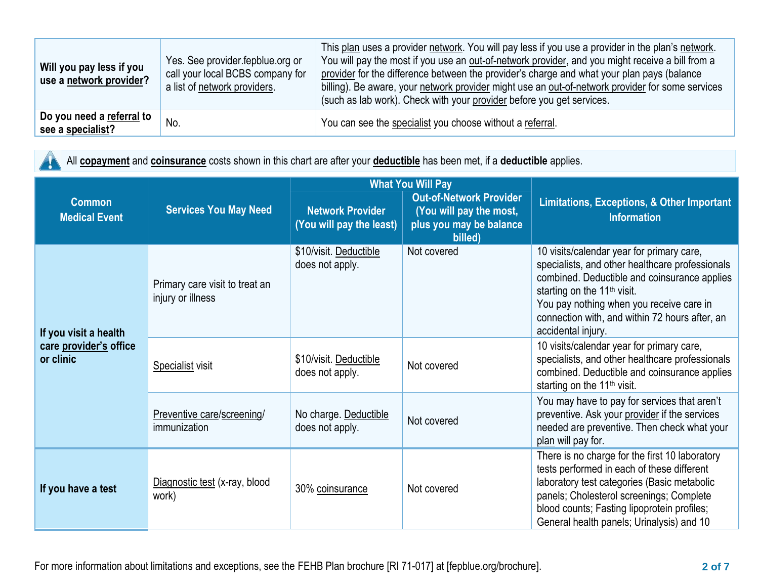| Will you pay less if you use a network provider? | Yes. See provider.fepblue.org or call your local BCBS company for a list of network providers. | This plan uses a provider network. You will pay less if you use a provider in the plan's network. You will pay the most if you use an out-of-network provider, and you might receive a bill from a provider for the difference between the provider's charge and what your plan pays (balance billing). Be aware, your network provider might use an out-of-network provider for some services (such as lab work). Check with your provider before you get services. |
|---|---|---|
| Do you need a referral to see a specialist? | No. | You can see the specialist you choose without a referral. |

All **copayment** and **coinsurance** costs shown in this chart are after your **deductible** has been met, if a **deductible** applies.

| Common Medical Event | Services You May Need | What You Will Pay | | Limitations, Exceptions, & Other Important Information |
|---|---|---|---|---|
| | | Network Provider (You will pay the least) | Out-of-Network Provider (You will pay the most, plus you may be balance billed) | |
| If you visit a health care provider's office or clinic | Primary care visit to treat an injury or illness | $10/visit. Deductible does not apply. | Not covered | 10 visits/calendar year for primary care, specialists, and other healthcare professionals combined. Deductible and coinsurance applies starting on the 11th visit. You pay nothing when you receive care in connection with, and within 72 hours after, an accidental injury. |
| | Specialist visit | $10/visit. Deductible does not apply. | Not covered | 10 visits/calendar year for primary care, specialists, and other healthcare professionals combined. Deductible and coinsurance applies starting on the 11th visit. |
| | Preventive care/screening/ immunization | No charge. Deductible does not apply. | Not covered | You may have to pay for services that aren't preventive. Ask your provider if the services needed are preventive. Then check what your plan will pay for. |
| If you have a test | Diagnostic test (x-ray, blood work) | 30% coinsurance | Not covered | There is no charge for the first 10 laboratory tests performed in each of these different laboratory test categories (Basic metabolic panels; Cholesterol screenings; Complete blood counts; Fasting lipoprotein profiles; General health panels; Urinalysis) and 10 |

For more information about limitations and exceptions, see the FEHB Plan brochure [RI 71-017] at [fepblue.org/brochure].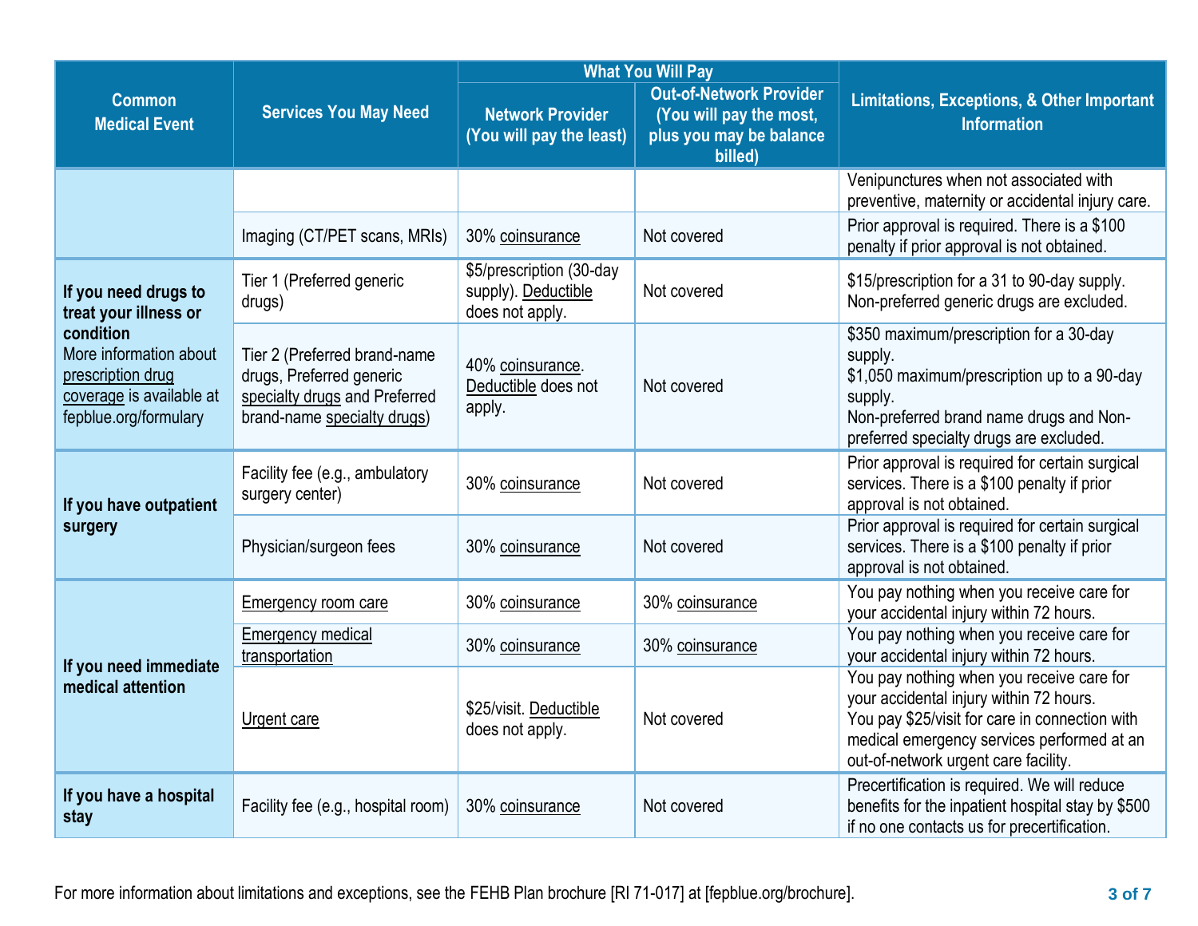| Common Medical Event | Services You May Need | What You Will Pay | | Limitations, Exceptions, & Other Important Information |
|---|---|---|---|---|
| | | Network Provider (You will pay the least) | Out-of-Network Provider (You will pay the most, plus you may be balance billed) | |
| | | | | Venipunctures when not associated with preventive, maternity or accidental injury care. |
| | Imaging (CT/PET scans, MRIs) | 30% coinsurance | Not covered | Prior approval is required. There is a $100 penalty if prior approval is not obtained. |
| **If you need drugs to treat your illness or condition** More information about prescription drug coverage is available at fepblue.org/formulary | Tier 1 (Preferred generic drugs) | $5/prescription (30-day supply). Deductible does not apply. | Not covered | $15/prescription for a 31 to 90-day supply. Non-preferred generic drugs are excluded. |
| | Tier 2 (Preferred brand-name drugs, Preferred generic specialty drugs and Preferred brand-name specialty drugs) | 40% coinsurance. Deductible does not apply. | Not covered | $350 maximum/prescription for a 30-day supply. $1,050 maximum/prescription up to a 90-day supply. Non-preferred brand name drugs and Non-preferred specialty drugs are excluded. |
| **If you have outpatient surgery** | Facility fee (e.g., ambulatory surgery center) | 30% coinsurance | Not covered | Prior approval is required for certain surgical services. There is a $100 penalty if prior approval is not obtained. |
| | Physician/surgeon fees | 30% coinsurance | Not covered | Prior approval is required for certain surgical services. There is a $100 penalty if prior approval is not obtained. |
| **If you need immediate medical attention** | Emergency room care | 30% coinsurance | 30% coinsurance | You pay nothing when you receive care for your accidental injury within 72 hours. |
| | Emergency medical transportation | 30% coinsurance | 30% coinsurance | You pay nothing when you receive care for your accidental injury within 72 hours. |
| | Urgent care | $25/visit. Deductible does not apply. | Not covered | You pay nothing when you receive care for your accidental injury within 72 hours. You pay $25/visit for care in connection with medical emergency services performed at an out-of-network urgent care facility. |
| **If you have a hospital stay** | Facility fee (e.g., hospital room) | 30% coinsurance | Not covered | Precertification is required. We will reduce benefits for the inpatient hospital stay by $500 if no one contacts us for precertification. |

For more information about limitations and exceptions, see the FEHB Plan brochure [RI 71-017] at [fepblue.org/brochure].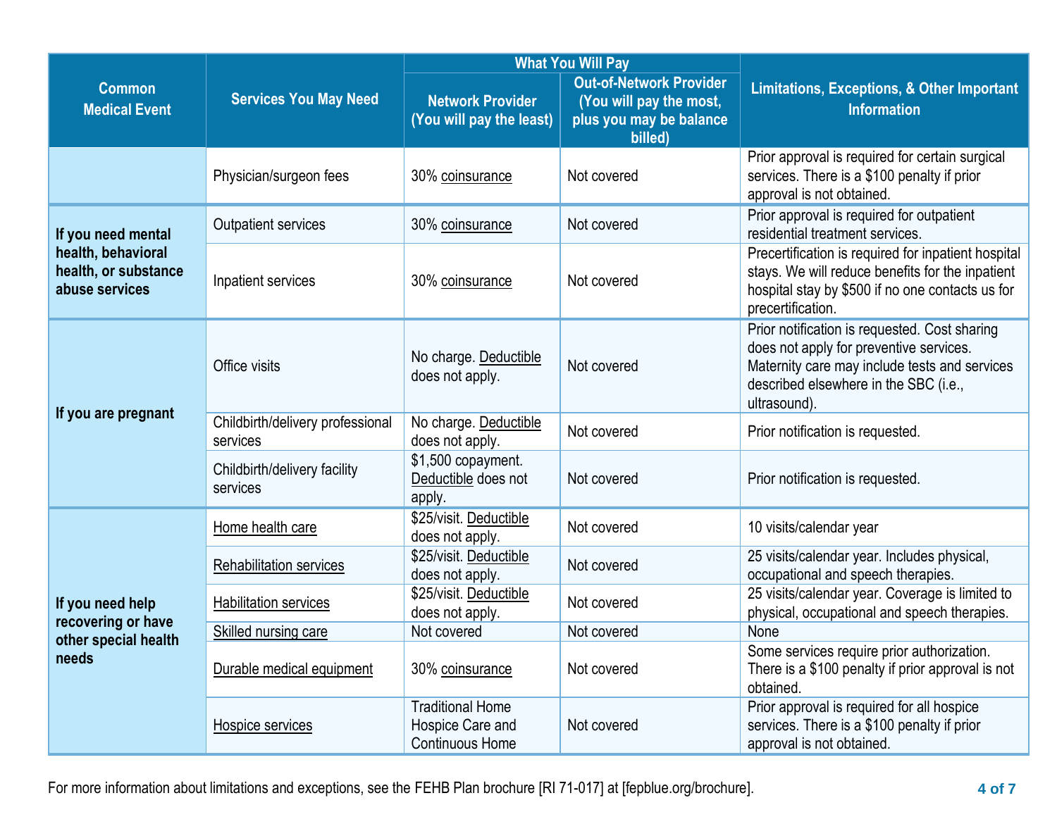| Common Medical Event | Services You May Need | What You Will Pay | | Limitations, Exceptions, & Other Important Information |
|---|---|---|---|---|
| | | Network Provider (You will pay the least) | Out-of-Network Provider (You will pay the most, plus you may be balance billed) | |
| | Physician/surgeon fees | 30% coinsurance | Not covered | Prior approval is required for certain surgical services. There is a $100 penalty if prior approval is not obtained. |
| **If you need mental health, behavioral health, or substance abuse services** | Outpatient services | 30% coinsurance | Not covered | Prior approval is required for outpatient residential treatment services. |
| | Inpatient services | 30% coinsurance | Not covered | Precertification is required for inpatient hospital stays. We will reduce benefits for the inpatient hospital stay by $500 if no one contacts us for precertification. |
| **If you are pregnant** | Office visits | No charge. Deductible does not apply. | Not covered | Prior notification is requested. Cost sharing does not apply for preventive services. Maternity care may include tests and services described elsewhere in the SBC (i.e., ultrasound). |
| | Childbirth/delivery professional services | No charge. Deductible does not apply. | Not covered | Prior notification is requested. |
| | Childbirth/delivery facility services | $1,500 copayment. Deductible does not apply. | Not covered | Prior notification is requested. |
| **If you need help recovering or have other special health needs** | Home health care | $25/visit. Deductible does not apply. | Not covered | 10 visits/calendar year |
| | Rehabilitation services | $25/visit. Deductible does not apply. | Not covered | 25 visits/calendar year. Includes physical, occupational and speech therapies. |
| | Habilitation services | $25/visit. Deductible does not apply. | Not covered | 25 visits/calendar year. Coverage is limited to physical, occupational and speech therapies. |
| | Skilled nursing care | Not covered | Not covered | None |
| | Durable medical equipment | 30% coinsurance | Not covered | Some services require prior authorization. There is a $100 penalty if prior approval is not obtained. |
| | Hospice services | Traditional Home Hospice Care and Continuous Home | Not covered | Prior approval is required for all hospice services. There is a $100 penalty if prior approval is not obtained. |

For more information about limitations and exceptions, see the FEHB Plan brochure [RI 71-017] at [fepblue.org/brochure].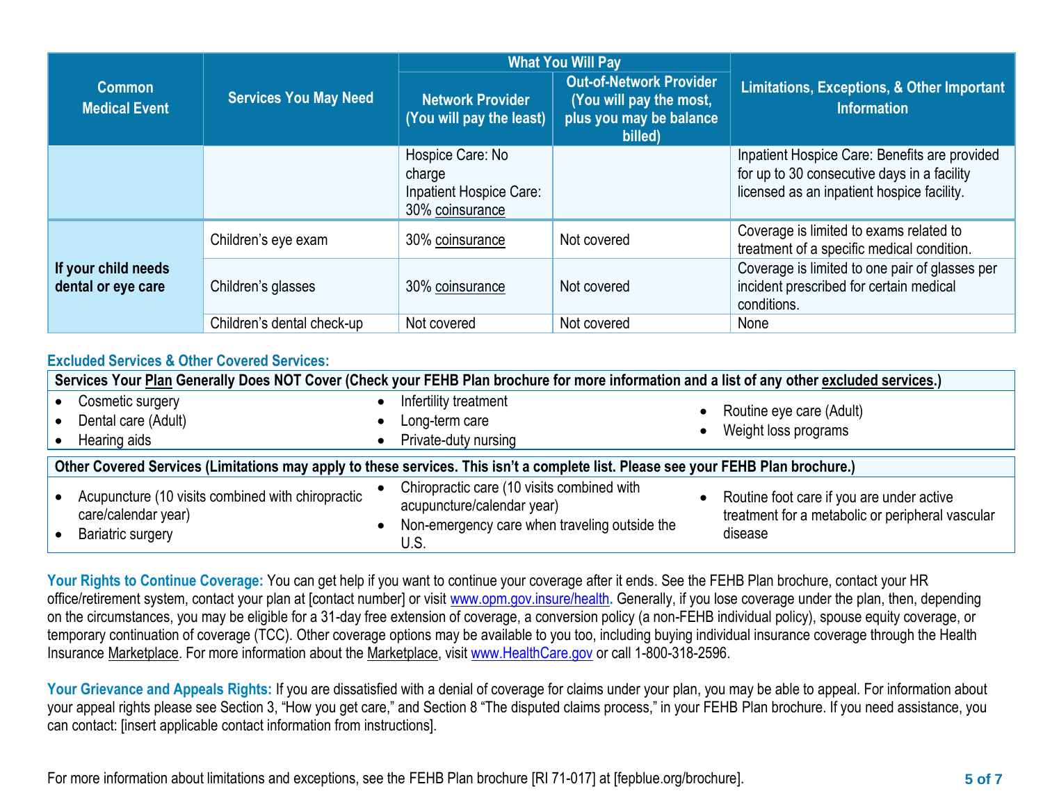| Common Medical Event | Services You May Need | What You Will Pay | | Limitations, Exceptions, & Other Important Information |
|---|---|---|---|---|
| | | Network Provider (You will pay the least) | Out-of-Network Provider (You will pay the most, plus you may be balance billed) | |
| | | Hospice Care: No charge<br>Inpatient Hospice Care: 30% coinsurance | | Inpatient Hospice Care: Benefits are provided for up to 30 consecutive days in a facility licensed as an inpatient hospice facility. |
| If your child needs dental or eye care | Children's eye exam | 30% coinsurance | Not covered | Coverage is limited to exams related to treatment of a specific medical condition. |
| | Children's glasses | 30% coinsurance | Not covered | Coverage is limited to one pair of glasses per incident prescribed for certain medical conditions. |
| | Children's dental check-up | Not covered | Not covered | None |

### Excluded Services & Other Covered Services:

**Services Your Plan Generally Does NOT Cover (Check your FEHB Plan brochure for more information and a list of any other excluded services.)**

- Cosmetic surgery
- Dental care (Adult)
- Hearing aids
- Infertility treatment
- Long-term care
- Private-duty nursing
- Routine eye care (Adult)
- Weight loss programs

**Other Covered Services (Limitations may apply to these services. This isn't a complete list. Please see your FEHB Plan brochure.)**

- Acupuncture (10 visits combined with chiropractic care/calendar year)
- Bariatric surgery
- Chiropractic care (10 visits combined with acupuncture/calendar year)
- Non-emergency care when traveling outside the U.S.
- Routine foot care if you are under active treatment for a metabolic or peripheral vascular disease

**Your Rights to Continue Coverage:** You can get help if you want to continue your coverage after it ends. See the FEHB Plan brochure, contact your HR office/retirement system, contact your plan at [contact number] or visit www.opm.gov.insure/health. Generally, if you lose coverage under the plan, then, depending on the circumstances, you may be eligible for a 31-day free extension of coverage, a conversion policy (a non-FEHB individual policy), spouse equity coverage, or temporary continuation of coverage (TCC). Other coverage options may be available to you too, including buying individual insurance coverage through the Health Insurance Marketplace. For more information about the Marketplace, visit www.HealthCare.gov or call 1-800-318-2596.

**Your Grievance and Appeals Rights:** If you are dissatisfied with a denial of coverage for claims under your plan, you may be able to appeal. For information about your appeal rights please see Section 3, "How you get care," and Section 8 "The disputed claims process," in your FEHB Plan brochure. If you need assistance, you can contact: [insert applicable contact information from instructions].

For more information about limitations and exceptions, see the FEHB Plan brochure [RI 71-017] at [fepblue.org/brochure].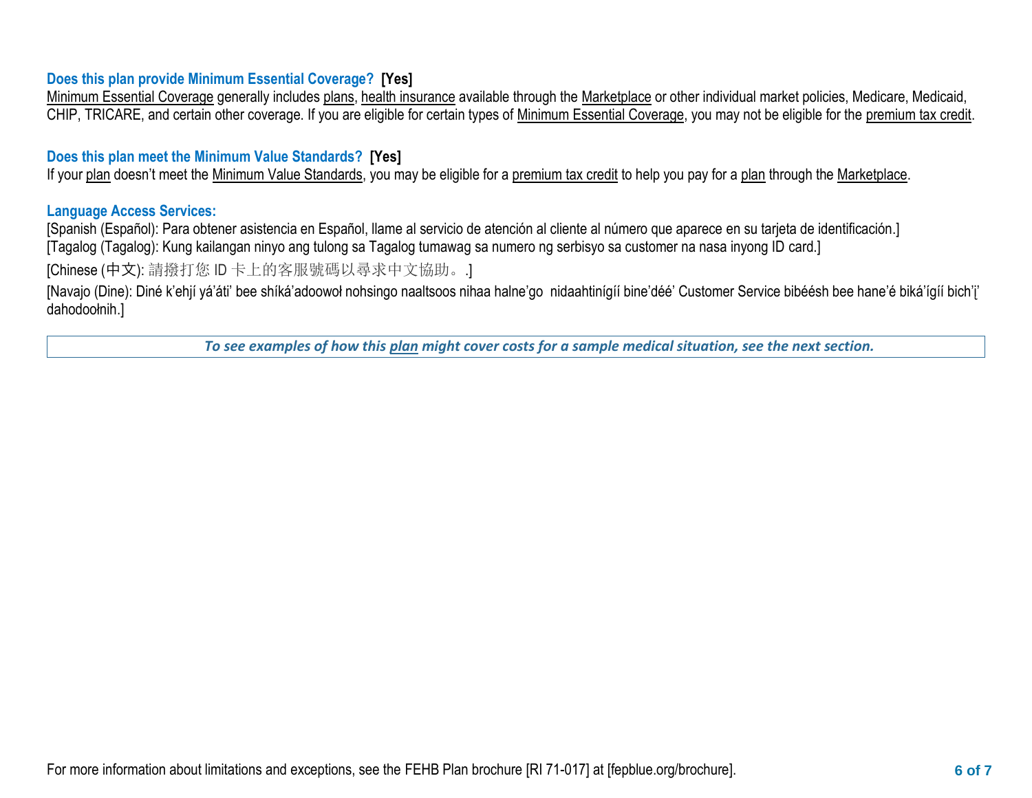### Does this plan provide Minimum Essential Coverage? [Yes]

Minimum Essential Coverage generally includes plans, health insurance available through the Marketplace or other individual market policies, Medicare, Medicaid, CHIP, TRICARE, and certain other coverage. If you are eligible for certain types of Minimum Essential Coverage, you may not be eligible for the premium tax credit.

### Does this plan meet the Minimum Value Standards? [Yes]

If your plan doesn't meet the Minimum Value Standards, you may be eligible for a premium tax credit to help you pay for a plan through the Marketplace.

### Language Access Services:

[Spanish (Español): Para obtener asistencia en Español, llame al servicio de atención al cliente al número que aparece en su tarjeta de identificación.]
[Tagalog (Tagalog): Kung kailangan ninyo ang tulong sa Tagalog tumawag sa numero ng serbisyo sa customer na nasa inyong ID card.]
[Chinese (中文): 請撥打您 ID 卡上的客服號碼以尋求中文協助。.]
[Navajo (Dine): Diné k'ehjí yá'áti' bee shíká'adoowoł nohsingo naaltsoos nihaa halne'go nidaahtinígíí bine'déé' Customer Service bibéésh bee hane'é biká'ígíí bich'į' dahodoołnih.]

*To see examples of how this plan might cover costs for a sample medical situation, see the next section.*

For more information about limitations and exceptions, see the FEHB Plan brochure [RI 71-017] at [fepblue.org/brochure].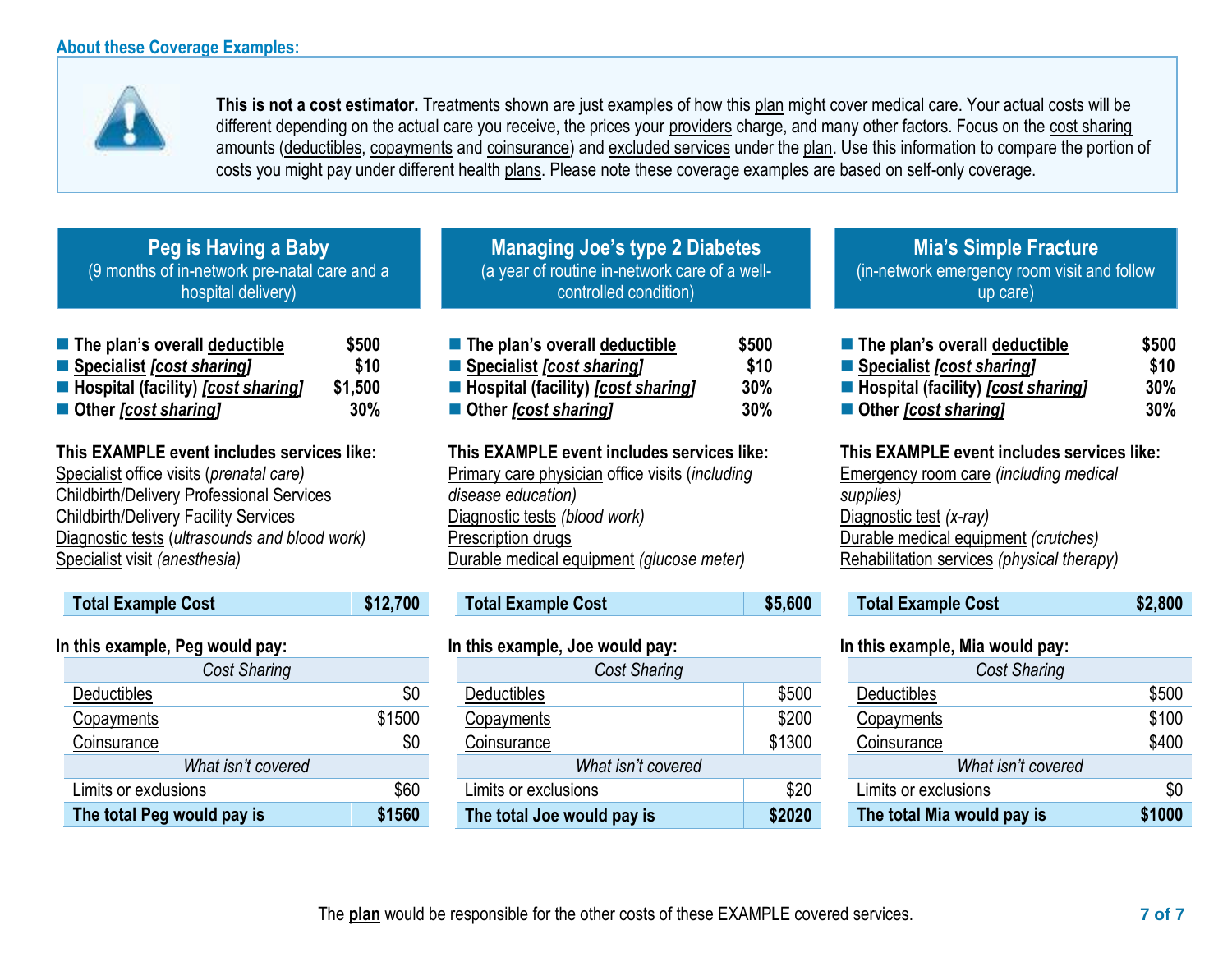## About these Coverage Examples:

**This is not a cost estimator.** Treatments shown are just examples of how this plan might cover medical care. Your actual costs will be different depending on the actual care you receive, the prices your providers charge, and many other factors. Focus on the cost sharing amounts (deductibles, copayments and coinsurance) and excluded services under the plan. Use this information to compare the portion of costs you might pay under different health plans. Please note these coverage examples are based on self-only coverage.

### Peg is Having a Baby
(9 months of in-network pre-natal care and a hospital delivery)

- **The plan's overall deductible** **$500**
- **Specialist *[cost sharing]*** **$10**
- **Hospital (facility) *[cost sharing]*** **$1,500**
- **Other *[cost sharing]*** **30%**

**This EXAMPLE event includes services like:**
Specialist office visits (*prenatal care)*
Childbirth/Delivery Professional Services
Childbirth/Delivery Facility Services
Diagnostic tests (*ultrasounds and blood work)*
Specialist visit *(anesthesia)*

| **Total Example Cost** | **$12,700** |
|---|---|

**In this example, Peg would pay:**

| *Cost Sharing* | |
|---|---|
| Deductibles | $0 |
| Copayments | $1500 |
| Coinsurance | $0 |
| *What isn't covered* | |
| Limits or exclusions | $60 |
| **The total Peg would pay is** | **$1560** |

### Managing Joe's type 2 Diabetes
(a year of routine in-network care of a well-controlled condition)

- **The plan's overall deductible** **$500**
- **Specialist *[cost sharing]*** **$10**
- **Hospital (facility) *[cost sharing]*** **30%**
- **Other *[cost sharing]*** **30%**

**This EXAMPLE event includes services like:**
Primary care physician office visits (*including disease education)*
Diagnostic tests *(blood work)*
Prescription drugs
Durable medical equipment *(glucose meter)*

| **Total Example Cost** | **$5,600** |
|---|---|

**In this example, Joe would pay:**

| *Cost Sharing* | |
|---|---|
| Deductibles | $500 |
| Copayments | $200 |
| Coinsurance | $1300 |
| *What isn't covered* | |
| Limits or exclusions | $20 |
| **The total Joe would pay is** | **$2020** |

### Mia's Simple Fracture
(in-network emergency room visit and follow up care)

- **The plan's overall deductible** **$500**
- **Specialist *[cost sharing]*** **$10**
- **Hospital (facility) *[cost sharing]*** **30%**
- **Other *[cost sharing]*** **30%**

**This EXAMPLE event includes services like:**
Emergency room care *(including medical supplies)*
Diagnostic test *(x-ray)*
Durable medical equipment *(crutches)*
Rehabilitation services *(physical therapy)*

| **Total Example Cost** | **$2,800** |
|---|---|

**In this example, Mia would pay:**

| *Cost Sharing* | |
|---|---|
| Deductibles | $500 |
| Copayments | $100 |
| Coinsurance | $400 |
| *What isn't covered* | |
| Limits or exclusions | $0 |
| **The total Mia would pay is** | **$1000** |

The **plan** would be responsible for the other costs of these EXAMPLE covered services.